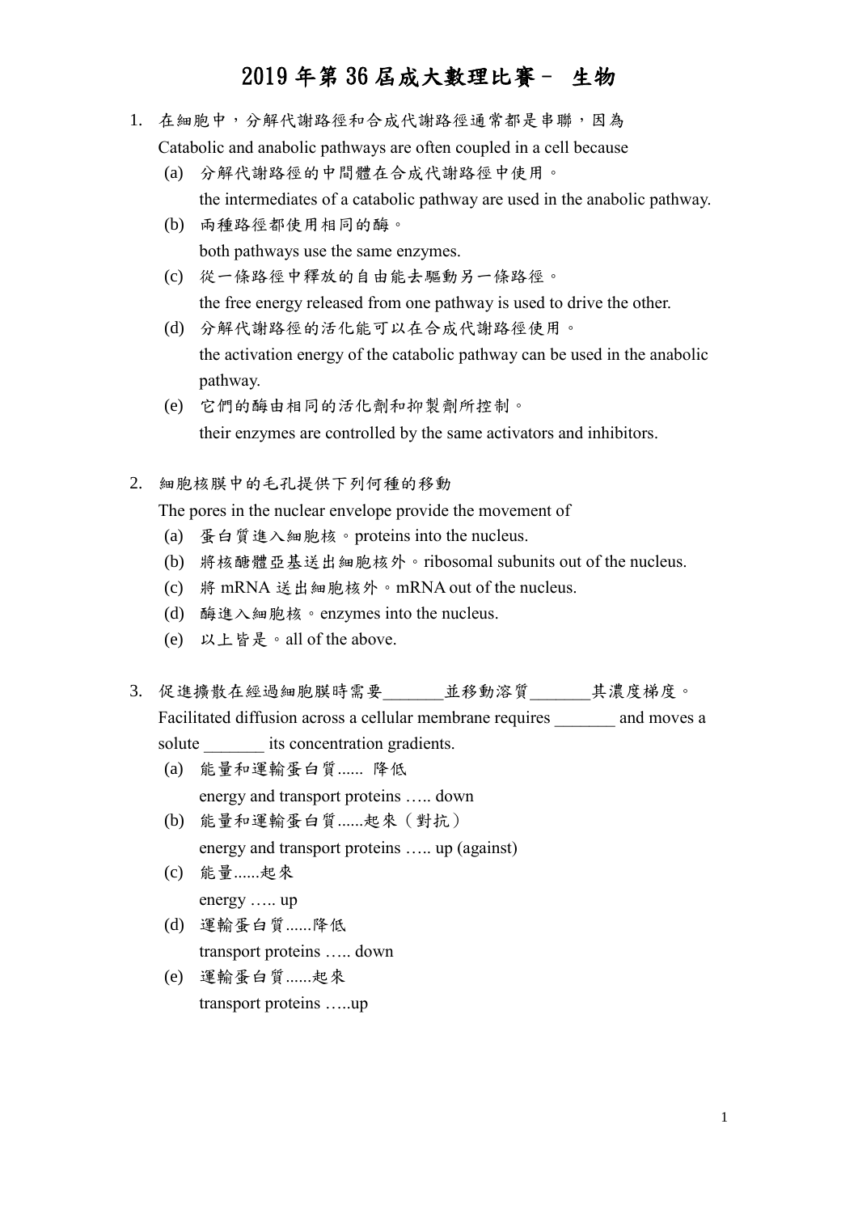# 2019 年第 36 屆成大數理比賽－ 生物

1. 在細胞中，分解代謝路徑和合成代謝路徑通常都是串聯，因為
   Catabolic and anabolic pathways are often coupled in a cell because
   (a) 分解代謝路徑的中間體在合成代謝路徑中使用。
       the intermediates of a catabolic pathway are used in the anabolic pathway.
   (b) 兩種路徑都使用相同的酶。
       both pathways use the same enzymes.
   (c) 從一條路徑中釋放的自由能去驅動另一條路徑。
       the free energy released from one pathway is used to drive the other.
   (d) 分解代謝路徑的活化能可以在合成代謝路徑使用。
       the activation energy of the catabolic pathway can be used in the anabolic pathway.
   (e) 它們的酶由相同的活化劑和抑製劑所控制。
       their enzymes are controlled by the same activators and inhibitors.

2. 細胞核膜中的毛孔提供下列何種的移動
   The pores in the nuclear envelope provide the movement of
   (a) 蛋白質進入細胞核。proteins into the nucleus.
   (b) 將核醣體亞基送出細胞核外。ribosomal subunits out of the nucleus.
   (c) 將 mRNA 送出細胞核外。mRNA out of the nucleus.
   (d) 酶進入細胞核。enzymes into the nucleus.
   (e) 以上皆是。all of the above.

3. 促進擴散在經過細胞膜時需要_______並移動溶質_______其濃度梯度。
   Facilitated diffusion across a cellular membrane requires _______ and moves a solute _______ its concentration gradients.
   (a) 能量和運輸蛋白質...... 降低
       energy and transport proteins ….. down
   (b) 能量和運輸蛋白質......起來（對抗）
       energy and transport proteins ….. up (against)
   (c) 能量......起來
       energy ….. up
   (d) 運輸蛋白質......降低
       transport proteins ….. down
   (e) 運輸蛋白質......起來
       transport proteins …..up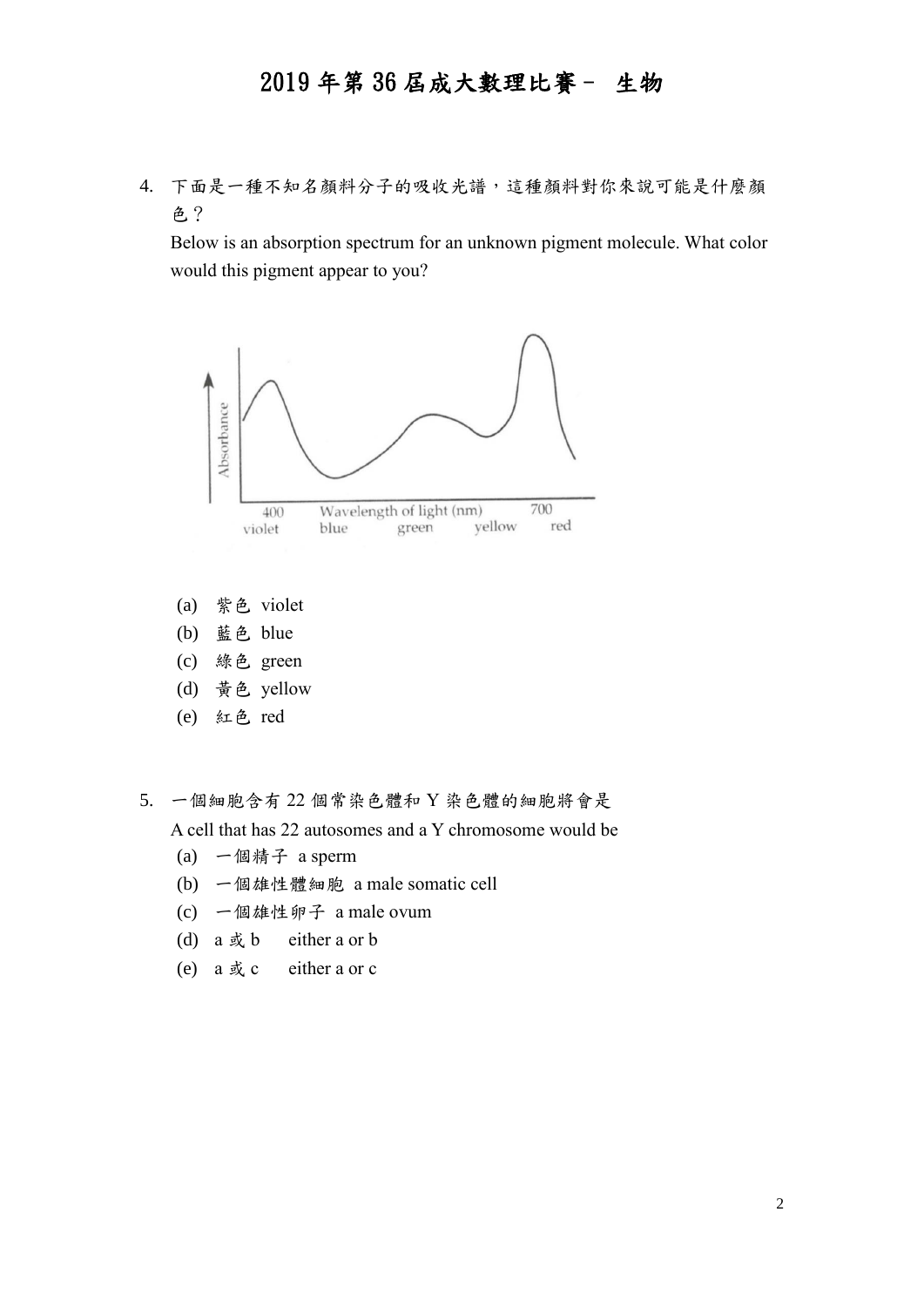# 2019 年第 36 屆成大數理比賽－ 生物

4. 下面是一種不知名顏料分子的吸收光譜，這種顏料對你來說可能是什麼顏色？

   Below is an absorption spectrum for an unknown pigment molecule. What color would this pigment appear to you?

   (a) 紫色 violet
   (b) 藍色 blue
   (c) 綠色 green
   (d) 黃色 yellow
   (e) 紅色 red

5. 一個細胞含有 22 個常染色體和 Y 染色體的細胞將會是

   A cell that has 22 autosomes and a Y chromosome would be

   (a) 一個精子 a sperm
   (b) 一個雄性體細胞 a male somatic cell
   (c) 一個雄性卵子 a male ovum
   (d) a 或 b either a or b
   (e) a 或 c either a or c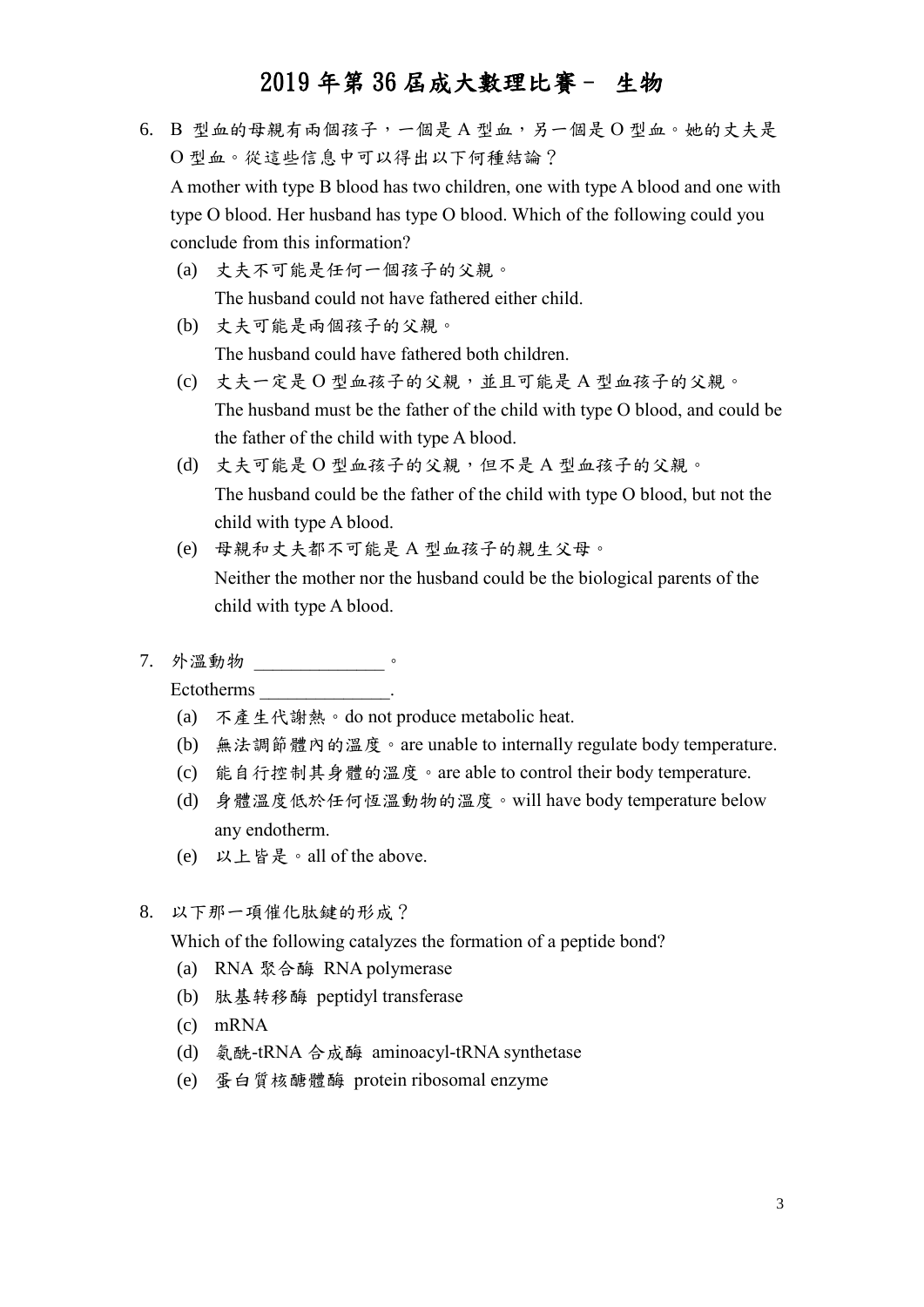6. B 型血的母親有兩個孩子，一個是 A 型血，另一個是 O 型血。她的丈夫是 O 型血。從這些信息中可以得出以下何種結論？

   A mother with type B blood has two children, one with type A blood and one with type O blood. Her husband has type O blood. Which of the following could you conclude from this information?

   (a) 丈夫不可能是任何一個孩子的父親。
   The husband could not have fathered either child.

   (b) 丈夫可能是兩個孩子的父親。
   The husband could have fathered both children.

   (c) 丈夫一定是 O 型血孩子的父親，並且可能是 A 型血孩子的父親。
   The husband must be the father of the child with type O blood, and could be the father of the child with type A blood.

   (d) 丈夫可能是 O 型血孩子的父親，但不是 A 型血孩子的父親。
   The husband could be the father of the child with type O blood, but not the child with type A blood.

   (e) 母親和丈夫都不可能是 A 型血孩子的親生父母。
   Neither the mother nor the husband could be the biological parents of the child with type A blood.

7. 外溫動物 ______________。

   Ectotherms ______________.

   (a) 不產生代謝熱。do not produce metabolic heat.
   (b) 無法調節體內的溫度。are unable to internally regulate body temperature.
   (c) 能自行控制其身體的溫度。are able to control their body temperature.
   (d) 身體溫度低於任何恆溫動物的溫度。will have body temperature below any endotherm.
   (e) 以上皆是。all of the above.

8. 以下那一項催化肽鍵的形成？

   Which of the following catalyzes the formation of a peptide bond?

   (a) RNA 聚合酶 RNA polymerase
   (b) 肽基转移酶 peptidyl transferase
   (c) mRNA
   (d) 氨酰-tRNA 合成酶 aminoacyl-tRNA synthetase
   (e) 蛋白質核醣體酶 protein ribosomal enzyme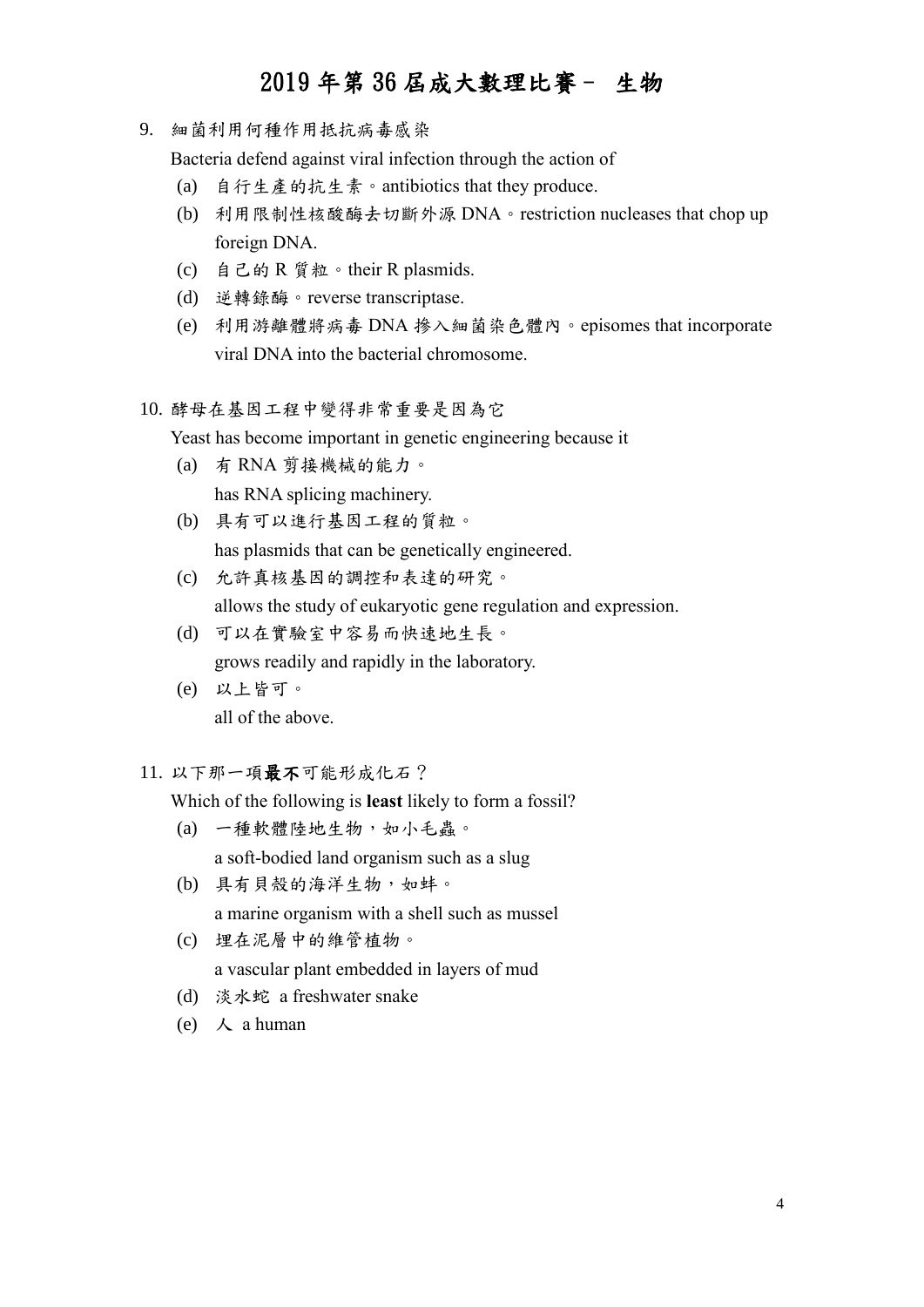9. 細菌利用何種作用抵抗病毒感染

   Bacteria defend against viral infection through the action of

   (a) 自行生產的抗生素。antibiotics that they produce.
   (b) 利用限制性核酸酶去切斷外源 DNA。restriction nucleases that chop up foreign DNA.
   (c) 自己的 R 質粒。their R plasmids.
   (d) 逆轉錄酶。reverse transcriptase.
   (e) 利用游離體將病毒 DNA 摻入細菌染色體內。episomes that incorporate viral DNA into the bacterial chromosome.

10. 酵母在基因工程中變得非常重要是因為它

    Yeast has become important in genetic engineering because it

    (a) 有 RNA 剪接機械的能力。
        has RNA splicing machinery.
    (b) 具有可以進行基因工程的質粒。
        has plasmids that can be genetically engineered.
    (c) 允許真核基因的調控和表達的研究。
        allows the study of eukaryotic gene regulation and expression.
    (d) 可以在實驗室中容易而快速地生長。
        grows readily and rapidly in the laboratory.
    (e) 以上皆可。
        all of the above.

11. 以下那一項**最不**可能形成化石？

    Which of the following is **least** likely to form a fossil?

    (a) 一種軟體陸地生物，如小毛蟲。
        a soft-bodied land organism such as a slug
    (b) 具有貝殼的海洋生物，如蚌。
        a marine organism with a shell such as mussel
    (c) 埋在泥層中的維管植物。
        a vascular plant embedded in layers of mud
    (d) 淡水蛇 a freshwater snake
    (e) 人 a human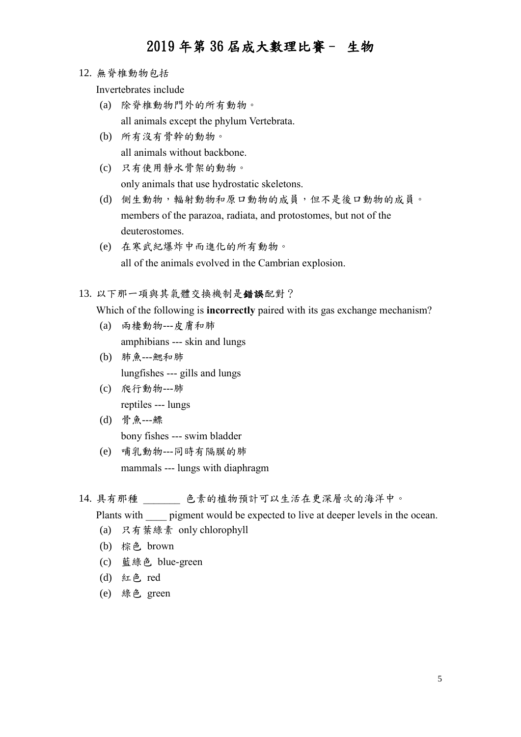# 2019 年第 36 屆成大數理比賽－ 生物

12. 無脊椎動物包括

    Invertebrates include

    (a) 除脊椎動物門外的所有動物。
    all animals except the phylum Vertebrata.

    (b) 所有沒有骨幹的動物。
    all animals without backbone.

    (c) 只有使用靜水骨架的動物。
    only animals that use hydrostatic skeletons.

    (d) 側生動物，輻射動物和原口動物的成員，但不是後口動物的成員。
    members of the parazoa, radiata, and protostomes, but not of the deuterostomes.

    (e) 在寒武紀爆炸中而進化的所有動物。
    all of the animals evolved in the Cambrian explosion.

13. 以下那一項與其氣體交換機制是**錯誤**配對？

    Which of the following is **incorrectly** paired with its gas exchange mechanism?

    (a) 兩棲動物---皮膚和肺
    amphibians --- skin and lungs

    (b) 肺魚---鰓和肺
    lungfishes --- gills and lungs

    (c) 爬行動物---肺
    reptiles --- lungs

    (d) 骨魚---鰾
    bony fishes --- swim bladder

    (e) 哺乳動物---同時有隔膜的肺
    mammals --- lungs with diaphragm

14. 具有那種 _______ 色素的植物預計可以生活在更深層次的海洋中。

    Plants with ____ pigment would be expected to live at deeper levels in the ocean.

    (a) 只有葉綠素 only chlorophyll
    (b) 棕色 brown
    (c) 藍綠色 blue-green
    (d) 紅色 red
    (e) 綠色 green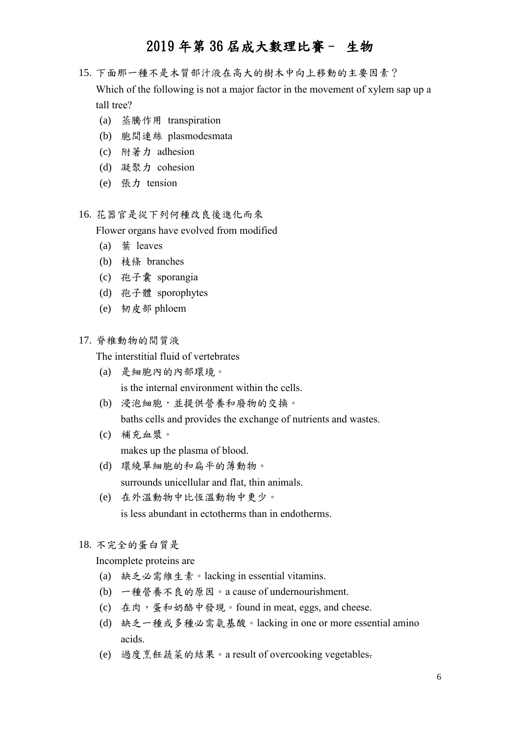15. 下面那一種不是木質部汁液在高大的樹木中向上移動的主要因素？
    Which of the following is not a major factor in the movement of xylem sap up a tall tree?
    (a) 蒸騰作用 transpiration
    (b) 胞間連絲 plasmodesmata
    (c) 附著力 adhesion
    (d) 凝聚力 cohesion
    (e) 張力 tension

16. 花器官是從下列何種改良後進化而來
    Flower organs have evolved from modified
    (a) 葉 leaves
    (b) 枝條 branches
    (c) 孢子囊 sporangia
    (d) 孢子體 sporophytes
    (e) 韌皮部 phloem

17. 脊椎動物的間質液
    The interstitial fluid of vertebrates
    (a) 是細胞內的內部環境。
        is the internal environment within the cells.
    (b) 浸泡細胞，並提供營養和廢物的交換。
        baths cells and provides the exchange of nutrients and wastes.
    (c) 補充血漿。
        makes up the plasma of blood.
    (d) 環繞單細胞的和扁平的薄動物。
        surrounds unicellular and flat, thin animals.
    (e) 在外溫動物中比恆溫動物中更少。
        is less abundant in ectotherms than in endotherms.

18. 不完全的蛋白質是
    Incomplete proteins are
    (a) 缺乏必需維生素。lacking in essential vitamins.
    (b) 一種營養不良的原因。a cause of undernourishment.
    (c) 在肉，蛋和奶酪中發現。found in meat, eggs, and cheese.
    (d) 缺乏一種或多種必需氨基酸。lacking in one or more essential amino acids.
    (e) 過度烹飪蔬菜的結果。a result of overcooking vegetables.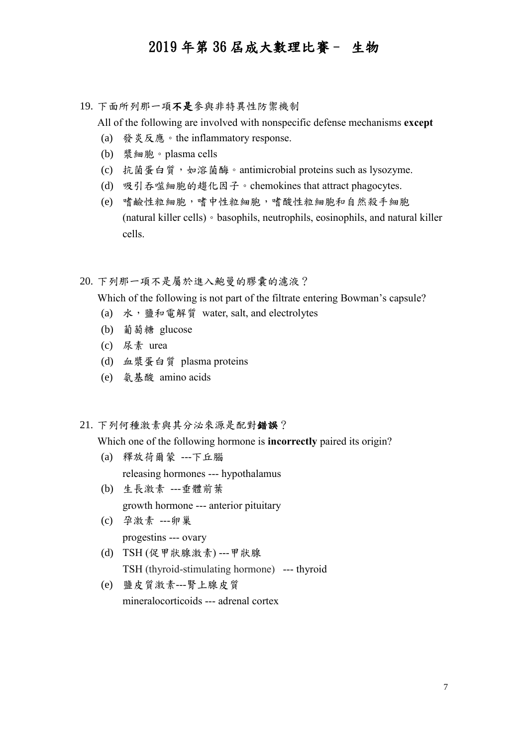# 2019 年第 36 屆成大數理比賽－ 生物

19. 下面所列那一項**不是**參與非特異性防禦機制

    All of the following are involved with nonspecific defense mechanisms **except**

    (a) 發炎反應。the inflammatory response.

    (b) 漿細胞。plasma cells

    (c) 抗菌蛋白質，如溶菌酶。antimicrobial proteins such as lysozyme.

    (d) 吸引吞噬細胞的趨化因子。chemokines that attract phagocytes.

    (e) 嗜鹼性粒細胞，嗜中性粒細胞，嗜酸性粒細胞和自然殺手細胞 (natural killer cells)。basophils, neutrophils, eosinophils, and natural killer cells.

20. 下列那一項不是屬於進入鮑曼的膠囊的濾液？

    Which of the following is not part of the filtrate entering Bowman's capsule?

    (a) 水，鹽和電解質 water, salt, and electrolytes

    (b) 葡萄糖 glucose

    (c) 尿素 urea

    (d) 血漿蛋白質 plasma proteins

    (e) 氨基酸 amino acids

21. 下列何種激素與其分泌來源是配對**錯誤**？

    Which one of the following hormone is **incorrectly** paired its origin?

    (a) 釋放荷爾蒙 ---下丘腦

        releasing hormones --- hypothalamus

    (b) 生長激素 ---垂體前葉

        growth hormone --- anterior pituitary

    (c) 孕激素 ---卵巢

        progestins --- ovary

    (d) TSH (促甲狀腺激素) ---甲狀腺

        TSH (thyroid-stimulating hormone) --- thyroid

    (e) 鹽皮質激素---腎上腺皮質

        mineralocorticoids --- adrenal cortex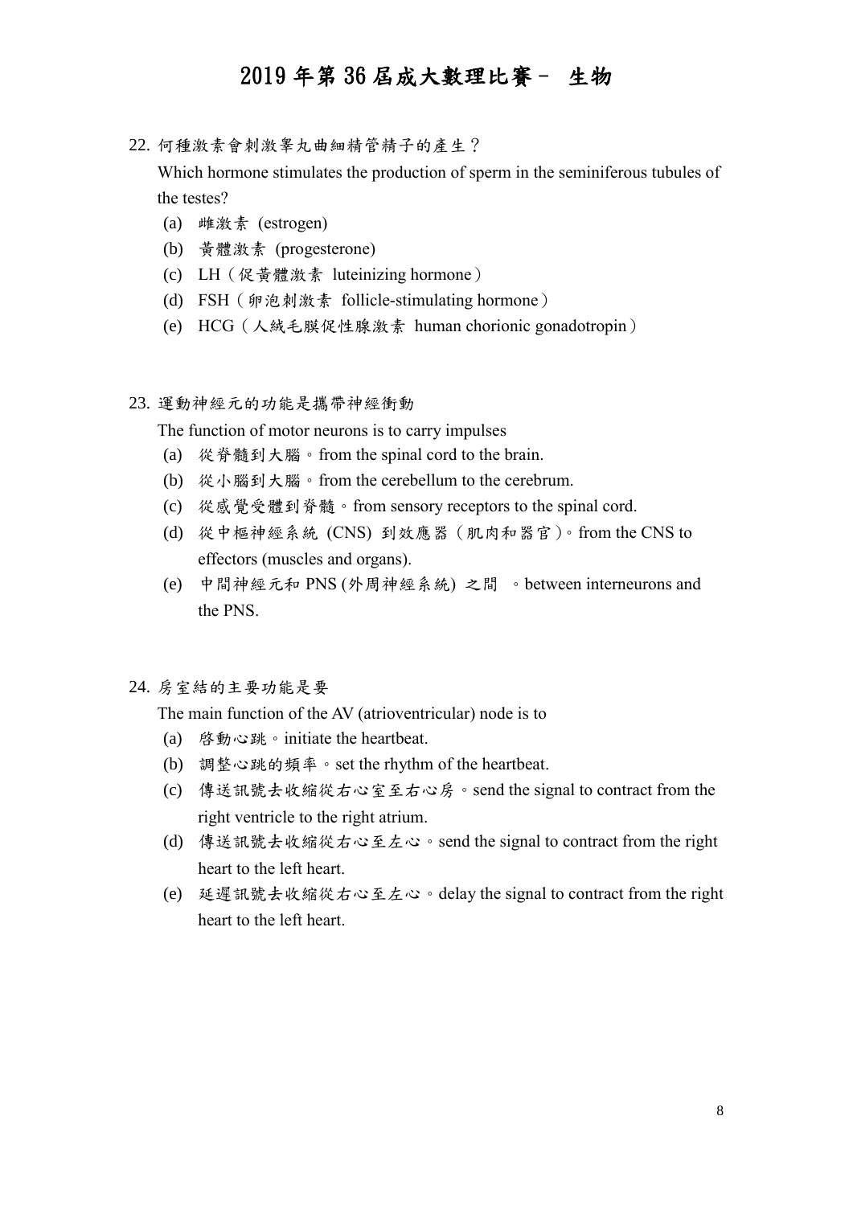22. 何種激素會刺激睪丸曲細精管精子的產生？
    Which hormone stimulates the production of sperm in the seminiferous tubules of the testes?
    (a) 雌激素 (estrogen)
    (b) 黃體激素 (progesterone)
    (c) LH（促黃體激素 luteinizing hormone）
    (d) FSH（卵泡刺激素 follicle-stimulating hormone）
    (e) HCG（人絨毛膜促性腺激素 human chorionic gonadotropin）

23. 運動神經元的功能是攜帶神經衝動
    The function of motor neurons is to carry impulses
    (a) 從脊髓到大腦。from the spinal cord to the brain.
    (b) 從小腦到大腦。from the cerebellum to the cerebrum.
    (c) 從感覺受體到脊髓。from sensory receptors to the spinal cord.
    (d) 從中樞神經系統 (CNS) 到效應器（肌肉和器官）。from the CNS to effectors (muscles and organs).
    (e) 中間神經元和 PNS (外周神經系統) 之間 。between interneurons and the PNS.

24. 房室結的主要功能是要
    The main function of the AV (atrioventricular) node is to
    (a) 啟動心跳。initiate the heartbeat.
    (b) 調整心跳的頻率。set the rhythm of the heartbeat.
    (c) 傳送訊號去收縮從右心室至右心房。send the signal to contract from the right ventricle to the right atrium.
    (d) 傳送訊號去收縮從右心至左心。send the signal to contract from the right heart to the left heart.
    (e) 延遲訊號去收縮從右心至左心。delay the signal to contract from the right heart to the left heart.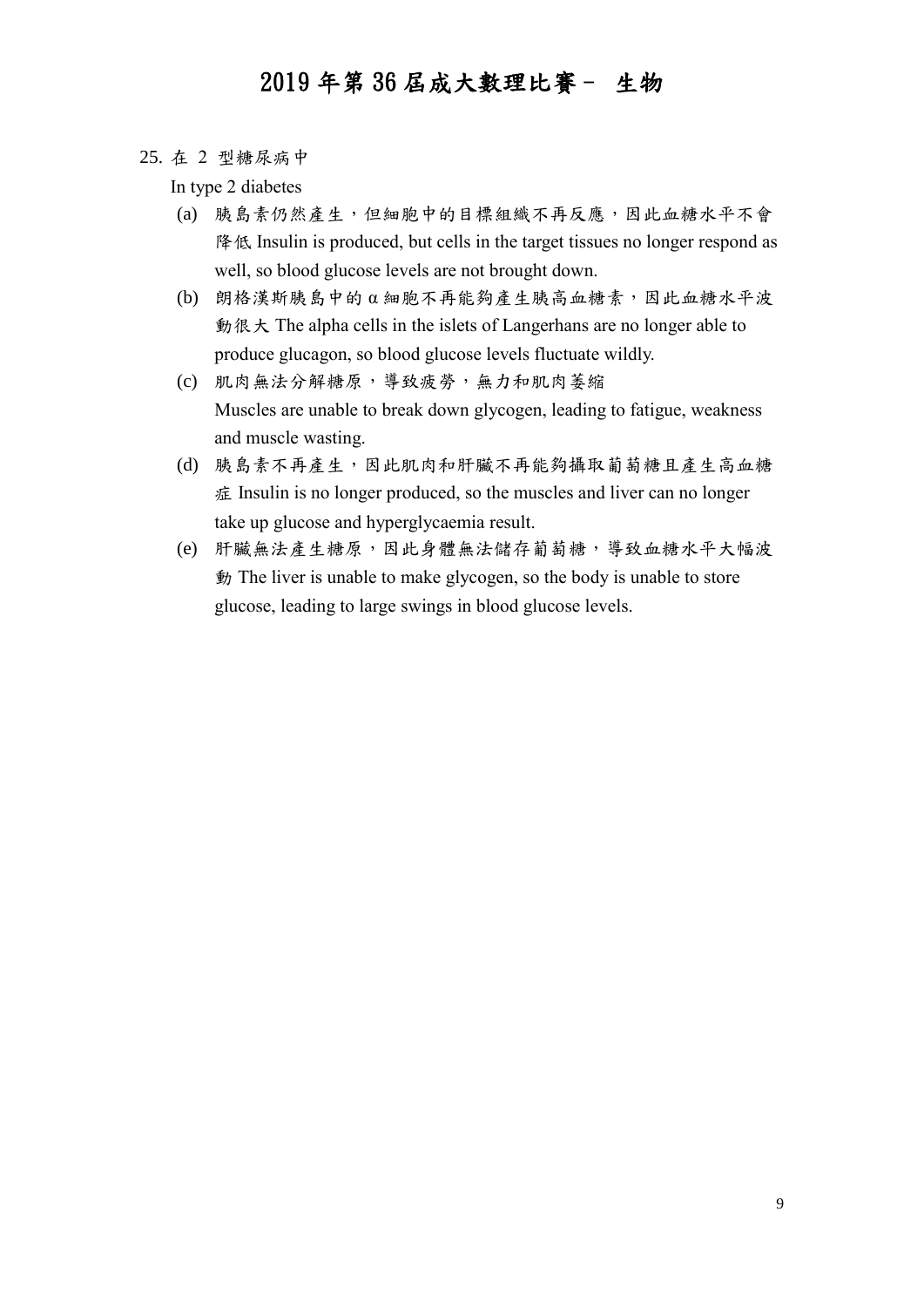25. 在 2 型糖尿病中

In type 2 diabetes

(a) 胰島素仍然產生，但細胞中的目標組織不再反應，因此血糖水平不會降低 Insulin is produced, but cells in the target tissues no longer respond as well, so blood glucose levels are not brought down.

(b) 朗格漢斯胰島中的 α 細胞不再能夠產生胰高血糖素，因此血糖水平波動很大 The alpha cells in the islets of Langerhans are no longer able to produce glucagon, so blood glucose levels fluctuate wildly.

(c) 肌肉無法分解糖原，導致疲勞，無力和肌肉萎縮
Muscles are unable to break down glycogen, leading to fatigue, weakness and muscle wasting.

(d) 胰島素不再產生，因此肌肉和肝臟不再能夠攝取葡萄糖且產生高血糖症 Insulin is no longer produced, so the muscles and liver can no longer take up glucose and hyperglycaemia result.

(e) 肝臟無法產生糖原，因此身體無法儲存葡萄糖，導致血糖水平大幅波動 The liver is unable to make glycogen, so the body is unable to store glucose, leading to large swings in blood glucose levels.